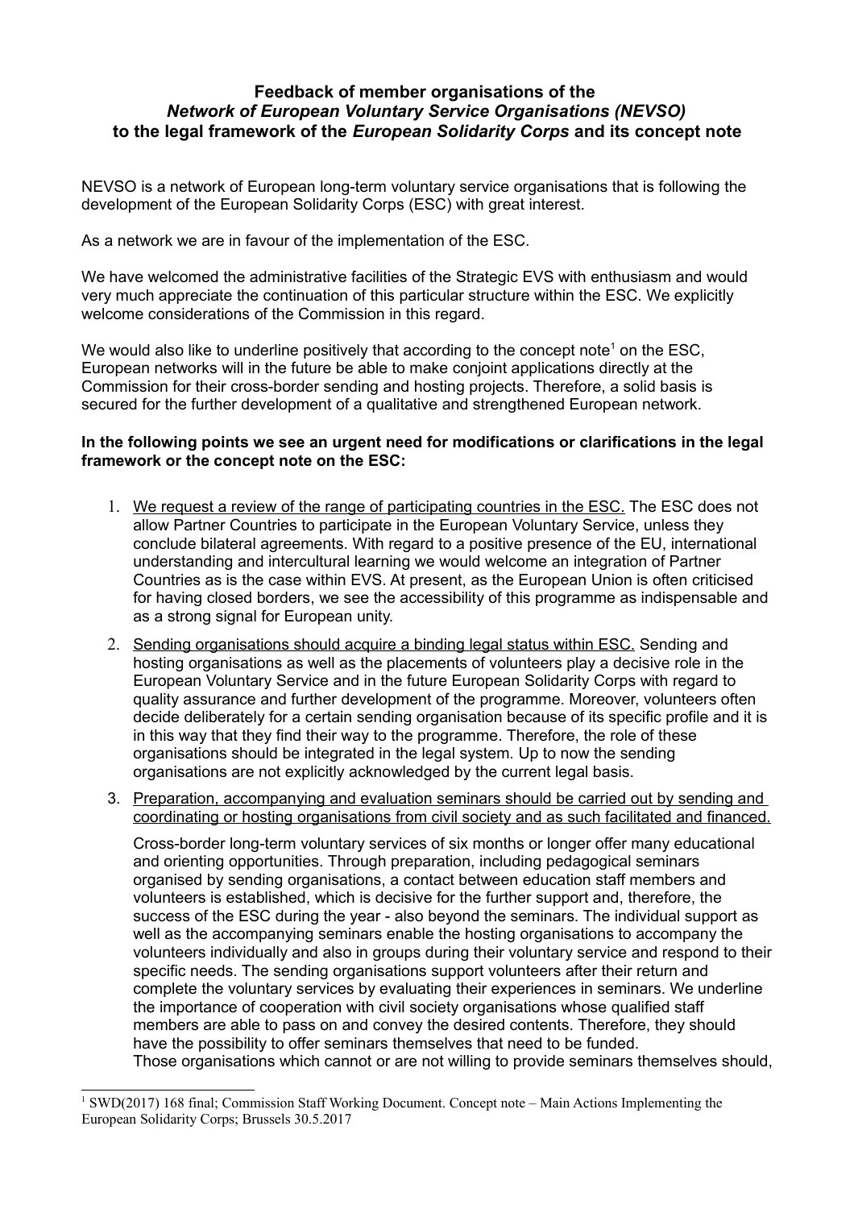**Feedback of member organisations of the *Network of European Voluntary Service Organisations (NEVSO)* to the legal framework of the *European Solidarity Corps* and its concept note**

NEVSO is a network of European long-term voluntary service organisations that is following the development of the European Solidarity Corps (ESC) with great interest.

As a network we are in favour of the implementation of the ESC.

We have welcomed the administrative facilities of the Strategic EVS with enthusiasm and would very much appreciate the continuation of this particular structure within the ESC. We explicitly welcome considerations of the Commission in this regard.

We would also like to underline positively that according to the concept note[1] on the ESC, European networks will in the future be able to make conjoint applications directly at the Commission for their cross-border sending and hosting projects. Therefore, a solid basis is secured for the further development of a qualitative and strengthened European network.

**In the following points we see an urgent need for modifications or clarifications in the legal framework or the concept note on the ESC:**

1. <u>We request a review of the range of participating countries in the ESC.</u> The ESC does not allow Partner Countries to participate in the European Voluntary Service, unless they conclude bilateral agreements. With regard to a positive presence of the EU, international understanding and intercultural learning we would welcome an integration of Partner Countries as is the case within EVS. At present, as the European Union is often criticised for having closed borders, we see the accessibility of this programme as indispensable and as a strong signal for European unity.
2. <u>Sending organisations should acquire a binding legal status within ESC.</u> Sending and hosting organisations as well as the placements of volunteers play a decisive role in the European Voluntary Service and in the future European Solidarity Corps with regard to quality assurance and further development of the programme. Moreover, volunteers often decide deliberately for a certain sending organisation because of its specific profile and it is in this way that they find their way to the programme. Therefore, the role of these organisations should be integrated in the legal system. Up to now the sending organisations are not explicitly acknowledged by the current legal basis.
3. <u>Preparation, accompanying and evaluation seminars should be carried out by sending and coordinating or hosting organisations from civil society and as such facilitated and financed.</u>

   Cross-border long-term voluntary services of six months or longer offer many educational and orienting opportunities. Through preparation, including pedagogical seminars organised by sending organisations, a contact between education staff members and volunteers is established, which is decisive for the further support and, therefore, the success of the ESC during the year - also beyond the seminars. The individual support as well as the accompanying seminars enable the hosting organisations to accompany the volunteers individually and also in groups during their voluntary service and respond to their specific needs. The sending organisations support volunteers after their return and complete the voluntary services by evaluating their experiences in seminars. We underline the importance of cooperation with civil society organisations whose qualified staff members are able to pass on and convey the desired contents. Therefore, they should have the possibility to offer seminars themselves that need to be funded.
   Those organisations which cannot or are not willing to provide seminars themselves should,

---

[1] SWD(2017) 168 final; Commission Staff Working Document. Concept note – Main Actions Implementing the European Solidarity Corps; Brussels 30.5.2017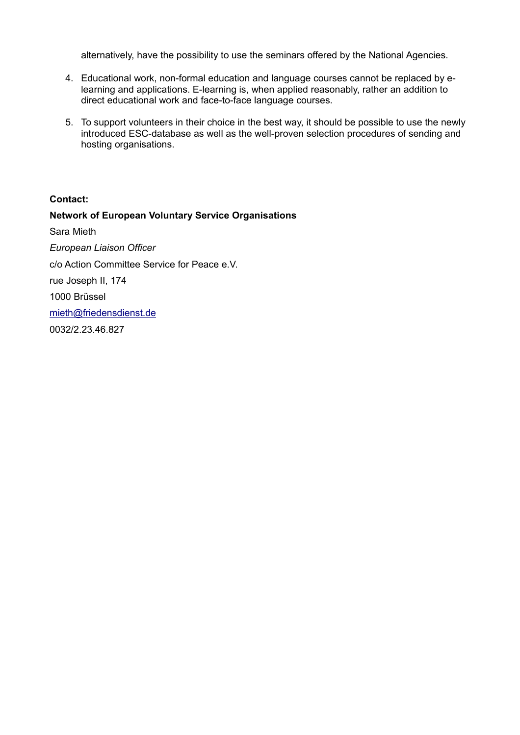alternatively, have the possibility to use the seminars offered by the National Agencies.

4. Educational work, non-formal education and language courses cannot be replaced by e-learning and applications. E-learning is, when applied reasonably, rather an addition to direct educational work and face-to-face language courses.

5. To support volunteers in their choice in the best way, it should be possible to use the newly introduced ESC-database as well as the well-proven selection procedures of sending and hosting organisations.

**Contact:**

**Network of European Voluntary Service Organisations**

Sara Mieth

*European Liaison Officer*

c/o Action Committee Service for Peace e.V.

rue Joseph II, 174

1000 Brüssel

mieth@friedensdienst.de

0032/2.23.46.827